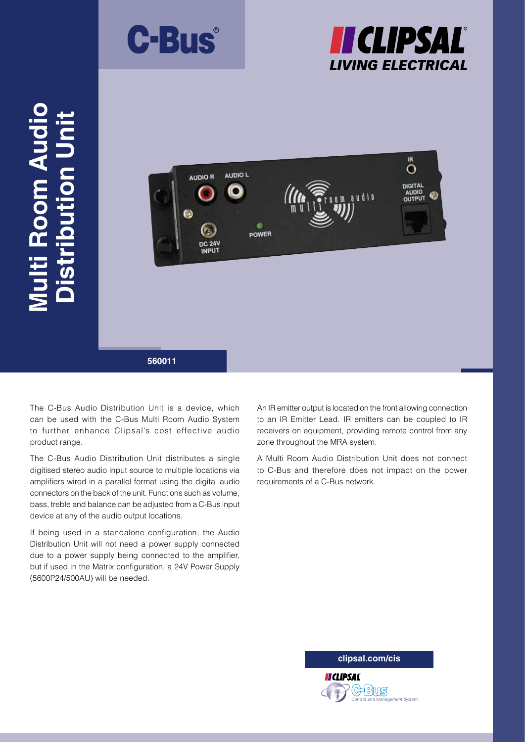# Multi Room Audio Distribution Unit

C-Bus

CLIPSAL LIVING ELECTRICAL

560011

The C-Bus Audio Distribution Unit is a device, which can be used with the C-Bus Multi Room Audio System to further enhance Clipsal's cost effective audio product range.

The C-Bus Audio Distribution Unit distributes a single digitised stereo audio input source to multiple locations via amplifiers wired in a parallel format using the digital audio connectors on the back of the unit. Functions such as volume, bass, treble and balance can be adjusted from a C-Bus input device at any of the audio output locations.

If being used in a standalone configuration, the Audio Distribution Unit will not need a power supply connected due to a power supply being connected to the amplifier, but if used in the Matrix configuration, a 24V Power Supply (5600P24/500AU) will be needed.

An IR emitter output is located on the front allowing connection to an IR Emitter Lead. IR emitters can be coupled to IR receivers on equipment, providing remote control from any zone throughout the MRA system.

A Multi Room Audio Distribution Unit does not connect to C-Bus and therefore does not impact on the power requirements of a C-Bus network.

**clipsal.com/cis**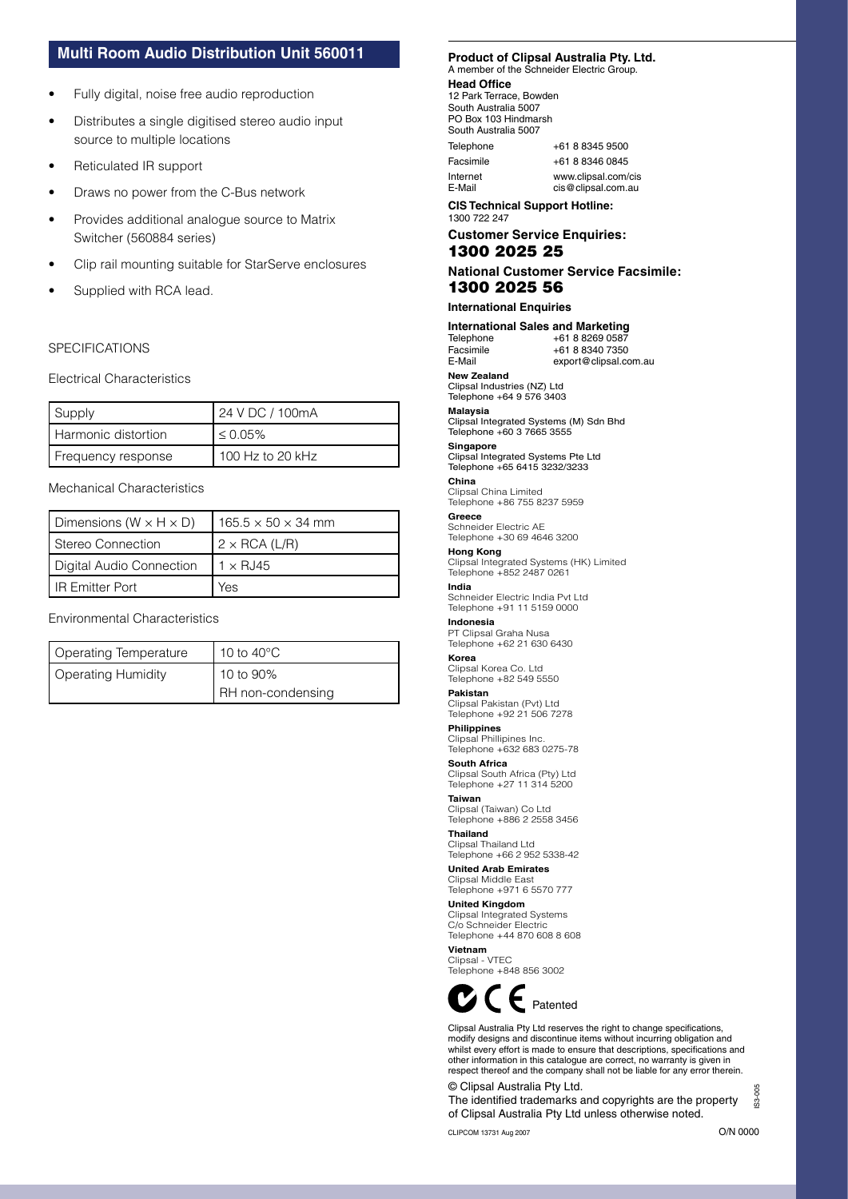## Multi Room Audio Distribution Unit 560011

- Fully digital, noise free audio reproduction
- Distributes a single digitised stereo audio input source to multiple locations
- Reticulated IR support
- Draws no power from the C-Bus network
- Provides additional analogue source to Matrix Switcher (560884 series)
- Clip rail mounting suitable for StarServe enclosures
- Supplied with RCA lead.

SPECIFICATIONS

Electrical Characteristics

| | |
|---|---|
| Supply | 24 V DC / 100mA |
| Harmonic distortion | ≤ 0.05% |
| Frequency response | 100 Hz to 20 kHz |

Mechanical Characteristics

| | |
|---|---|
| Dimensions (W × H × D) | 165.5 × 50 × 34 mm |
| Stereo Connection | 2 × RCA (L/R) |
| Digital Audio Connection | 1 × RJ45 |
| IR Emitter Port | Yes |

Environmental Characteristics

| | |
|---|---|
| Operating Temperature | 10 to 40°C |
| Operating Humidity | 10 to 90% RH non-condensing |

**Product of Clipsal Australia Pty. Ltd.**
A member of the Schneider Electric Group.

**Head Office**
12 Park Terrace, Bowden
South Australia 5007
PO Box 103 Hindmarsh
South Australia 5007

| | |
|---|---|
| Telephone | +61 8 8345 9500 |
| Facsimile | +61 8 8346 0845 |
| Internet | www.clipsal.com/cis |
| E-Mail | cis@clipsal.com.au |

**CIS Technical Support Hotline:**
1300 722 247

**Customer Service Enquiries:**
**1300 2025 25**

**National Customer Service Facsimile:**
**1300 2025 56**

**International Enquiries**

**International Sales and Marketing**

| | |
|---|---|
| Telephone | +61 8 8269 0587 |
| Facsimile | +61 8 8340 7350 |
| E-Mail | export@clipsal.com.au |

**New Zealand**
Clipsal Industries (NZ) Ltd
Telephone +64 9 576 3403

**Malaysia**
Clipsal Integrated Systems (M) Sdn Bhd
Telephone +60 3 7665 3555

**Singapore**
Clipsal Integrated Systems Pte Ltd
Telephone +65 6415 3232/3233

**China**
Clipsal China Limited
Telephone +86 755 8237 5959

**Greece**
Schneider Electric AE
Telephone +30 69 4646 3200

**Hong Kong**
Clipsal Integrated Systems (HK) Limited
Telephone +852 2487 0261

**India**
Schneider Electric India Pvt Ltd
Telephone +91 11 5159 0000

**Indonesia**
PT Clipsal Graha Nusa
Telephone +62 21 630 6430

**Korea**
Clipsal Korea Co. Ltd
Telephone +82 549 5550

**Pakistan**
Clipsal Pakistan (Pvt) Ltd
Telephone +92 21 506 7278

**Philippines**
Clipsal Phillipines Inc.
Telephone +632 683 0275-78

**South Africa**
Clipsal South Africa (Pty) Ltd
Telephone +27 11 314 5200

**Taiwan**
Clipsal (Taiwan) Co Ltd
Telephone +886 2 2558 3456

**Thailand**
Clipsal Thailand Ltd
Telephone +66 2 952 5338-42

**United Arab Emirates**
Clipsal Middle East
Telephone +971 6 5570 777

**United Kingdom**
Clipsal Integrated Systems
C/o Schneider Electric
Telephone +44 870 608 8 608

**Vietnam**
Clipsal - VTEC
Telephone +848 856 3002

Patented

Clipsal Australia Pty Ltd reserves the right to change specifications, modify designs and discontinue items without incurring obligation and whilst every effort is made to ensure that descriptions, specifications and other information in this catalogue are correct, no warranty is given in respect thereof and the company shall not be liable for any error therein.

© Clipsal Australia Pty Ltd.
The identified trademarks and copyrights are the property of Clipsal Australia Pty Ltd unless otherwise noted.

IS3-005

CLIPCOM 13731 Aug 2007

O/N 0000